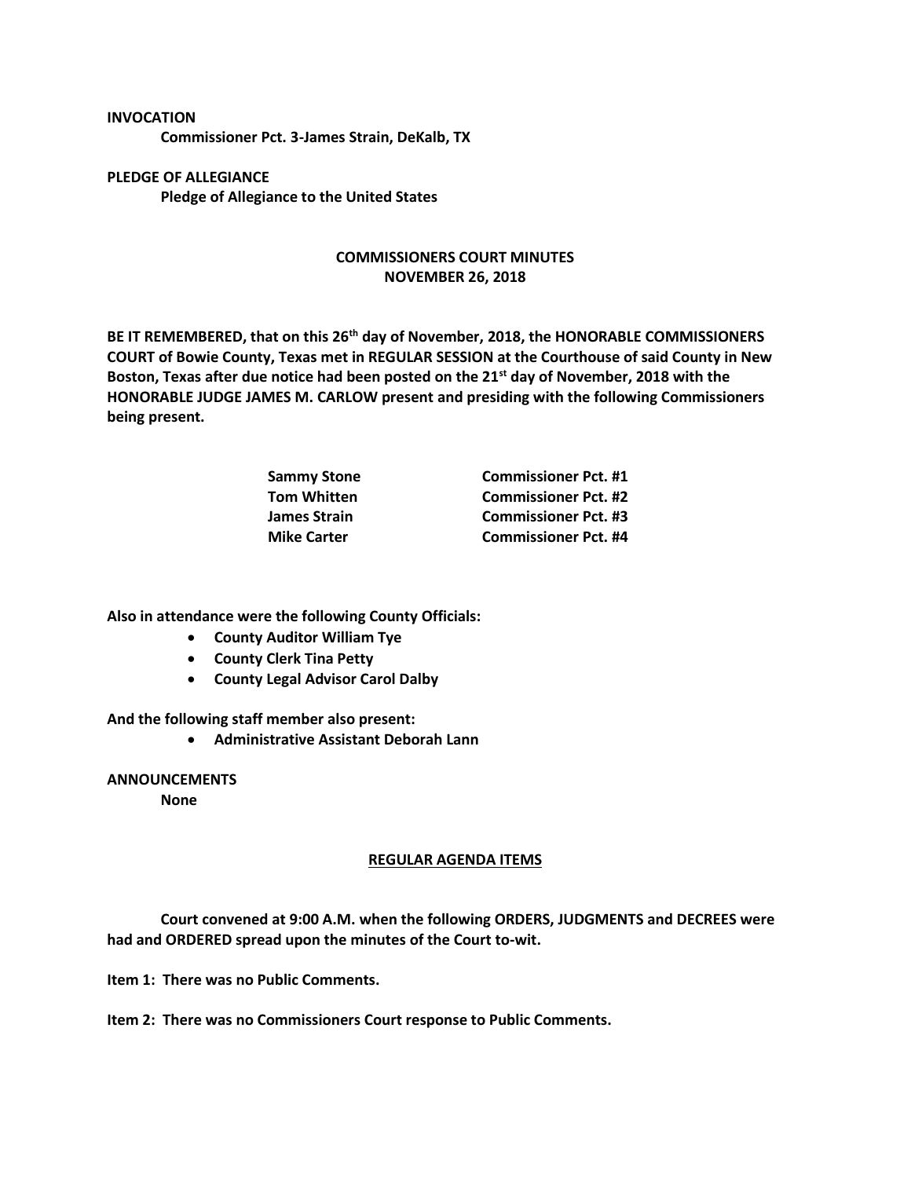**INVOCATION**

**Commissioner Pct. 3-James Strain, DeKalb, TX**

**PLEDGE OF ALLEGIANCE**

**Pledge of Allegiance to the United States**

## COMMISSIONERS COURT MINUTES
## NOVEMBER 26, 2018

**BE IT REMEMBERED, that on this 26th day of November, 2018, the HONORABLE COMMISSIONERS COURT of Bowie County, Texas met in REGULAR SESSION at the Courthouse of said County in New Boston, Texas after due notice had been posted on the 21st day of November, 2018 with the HONORABLE JUDGE JAMES M. CARLOW present and presiding with the following Commissioners being present.**

| | |
|---|---|
| **Sammy Stone** | **Commissioner Pct. #1** |
| **Tom Whitten** | **Commissioner Pct. #2** |
| **James Strain** | **Commissioner Pct. #3** |
| **Mike Carter** | **Commissioner Pct. #4** |

**Also in attendance were the following County Officials:**

- **County Auditor William Tye**
- **County Clerk Tina Petty**
- **County Legal Advisor Carol Dalby**

**And the following staff member also present:**

- **Administrative Assistant Deborah Lann**

**ANNOUNCEMENTS**

**None**

## REGULAR AGENDA ITEMS

**Court convened at 9:00 A.M. when the following ORDERS, JUDGMENTS and DECREES were had and ORDERED spread upon the minutes of the Court to-wit.**

**Item 1: There was no Public Comments.**

**Item 2: There was no Commissioners Court response to Public Comments.**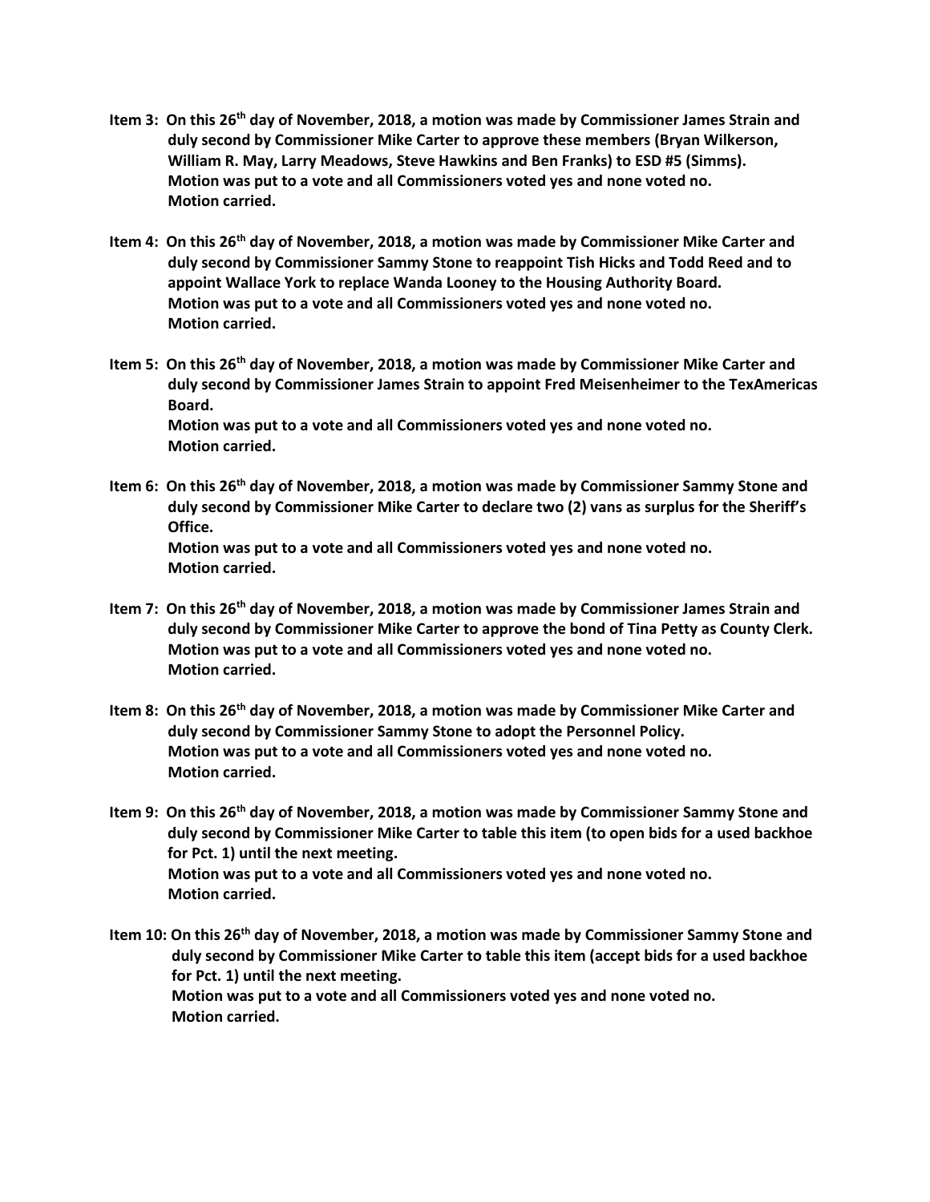**Item 3: On this 26th day of November, 2018, a motion was made by Commissioner James Strain and duly second by Commissioner Mike Carter to approve these members (Bryan Wilkerson, William R. May, Larry Meadows, Steve Hawkins and Ben Franks) to ESD #5 (Simms).**
**Motion was put to a vote and all Commissioners voted yes and none voted no.**
**Motion carried.**

**Item 4: On this 26th day of November, 2018, a motion was made by Commissioner Mike Carter and duly second by Commissioner Sammy Stone to reappoint Tish Hicks and Todd Reed and to appoint Wallace York to replace Wanda Looney to the Housing Authority Board.**
**Motion was put to a vote and all Commissioners voted yes and none voted no.**
**Motion carried.**

**Item 5: On this 26th day of November, 2018, a motion was made by Commissioner Mike Carter and duly second by Commissioner James Strain to appoint Fred Meisenheimer to the TexAmericas Board.**
**Motion was put to a vote and all Commissioners voted yes and none voted no.**
**Motion carried.**

**Item 6: On this 26th day of November, 2018, a motion was made by Commissioner Sammy Stone and duly second by Commissioner Mike Carter to declare two (2) vans as surplus for the Sheriff's Office.**
**Motion was put to a vote and all Commissioners voted yes and none voted no.**
**Motion carried.**

**Item 7: On this 26th day of November, 2018, a motion was made by Commissioner James Strain and duly second by Commissioner Mike Carter to approve the bond of Tina Petty as County Clerk.**
**Motion was put to a vote and all Commissioners voted yes and none voted no.**
**Motion carried.**

**Item 8: On this 26th day of November, 2018, a motion was made by Commissioner Mike Carter and duly second by Commissioner Sammy Stone to adopt the Personnel Policy.**
**Motion was put to a vote and all Commissioners voted yes and none voted no.**
**Motion carried.**

**Item 9: On this 26th day of November, 2018, a motion was made by Commissioner Sammy Stone and duly second by Commissioner Mike Carter to table this item (to open bids for a used backhoe for Pct. 1) until the next meeting.**
**Motion was put to a vote and all Commissioners voted yes and none voted no.**
**Motion carried.**

**Item 10: On this 26th day of November, 2018, a motion was made by Commissioner Sammy Stone and duly second by Commissioner Mike Carter to table this item (accept bids for a used backhoe for Pct. 1) until the next meeting.**
**Motion was put to a vote and all Commissioners voted yes and none voted no.**
**Motion carried.**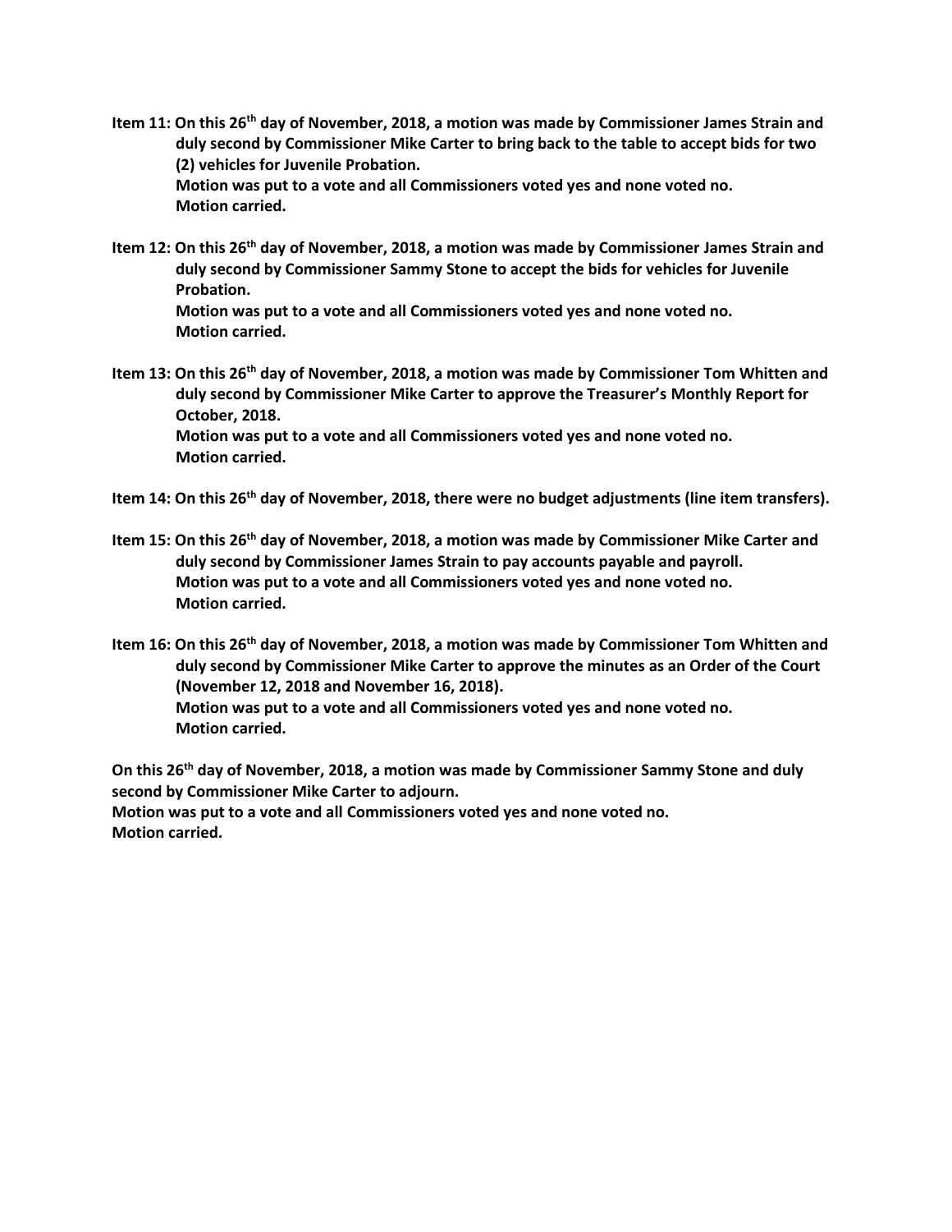**Item 11: On this 26th day of November, 2018, a motion was made by Commissioner James Strain and duly second by Commissioner Mike Carter to bring back to the table to accept bids for two (2) vehicles for Juvenile Probation.**
**Motion was put to a vote and all Commissioners voted yes and none voted no.**
**Motion carried.**

**Item 12: On this 26th day of November, 2018, a motion was made by Commissioner James Strain and duly second by Commissioner Sammy Stone to accept the bids for vehicles for Juvenile Probation.**
**Motion was put to a vote and all Commissioners voted yes and none voted no.**
**Motion carried.**

**Item 13: On this 26th day of November, 2018, a motion was made by Commissioner Tom Whitten and duly second by Commissioner Mike Carter to approve the Treasurer's Monthly Report for October, 2018.**
**Motion was put to a vote and all Commissioners voted yes and none voted no.**
**Motion carried.**

**Item 14: On this 26th day of November, 2018, there were no budget adjustments (line item transfers).**

**Item 15: On this 26th day of November, 2018, a motion was made by Commissioner Mike Carter and duly second by Commissioner James Strain to pay accounts payable and payroll.**
**Motion was put to a vote and all Commissioners voted yes and none voted no.**
**Motion carried.**

**Item 16: On this 26th day of November, 2018, a motion was made by Commissioner Tom Whitten and duly second by Commissioner Mike Carter to approve the minutes as an Order of the Court (November 12, 2018 and November 16, 2018).**
**Motion was put to a vote and all Commissioners voted yes and none voted no.**
**Motion carried.**

**On this 26th day of November, 2018, a motion was made by Commissioner Sammy Stone and duly second by Commissioner Mike Carter to adjourn.**
**Motion was put to a vote and all Commissioners voted yes and none voted no.**
**Motion carried.**